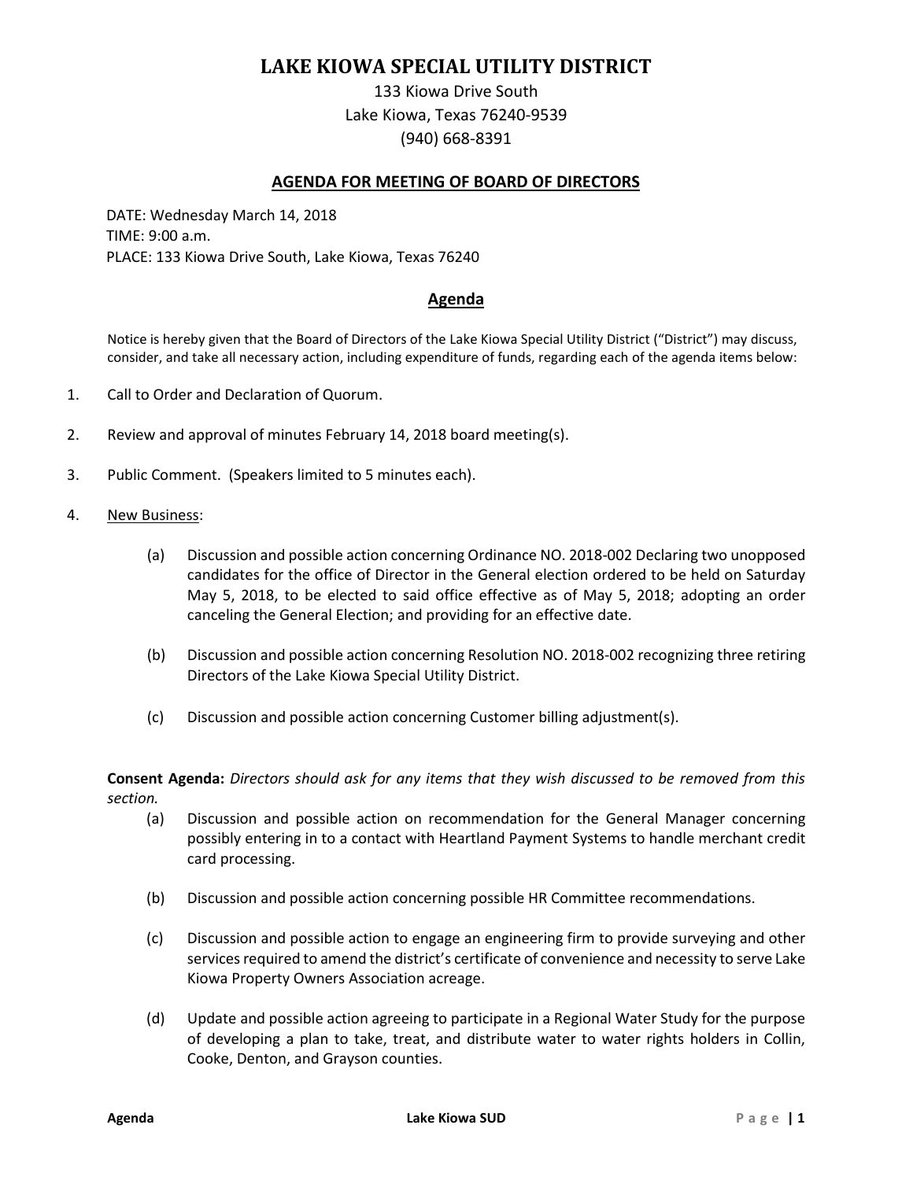# LAKE KIOWA SPECIAL UTILITY DISTRICT

133 Kiowa Drive South
Lake Kiowa, Texas 76240-9539
(940) 668-8391

## AGENDA FOR MEETING OF BOARD OF DIRECTORS

DATE: Wednesday March 14, 2018
TIME: 9:00 a.m.
PLACE: 133 Kiowa Drive South, Lake Kiowa, Texas 76240

## Agenda

Notice is hereby given that the Board of Directors of the Lake Kiowa Special Utility District ("District") may discuss, consider, and take all necessary action, including expenditure of funds, regarding each of the agenda items below:

1. Call to Order and Declaration of Quorum.

2. Review and approval of minutes February 14, 2018 board meeting(s).

3. Public Comment. (Speakers limited to 5 minutes each).

4. New Business:

   (a) Discussion and possible action concerning Ordinance NO. 2018-002 Declaring two unopposed candidates for the office of Director in the General election ordered to be held on Saturday May 5, 2018, to be elected to said office effective as of May 5, 2018; adopting an order canceling the General Election; and providing for an effective date.

   (b) Discussion and possible action concerning Resolution NO. 2018-002 recognizing three retiring Directors of the Lake Kiowa Special Utility District.

   (c) Discussion and possible action concerning Customer billing adjustment(s).

**Consent Agenda:** *Directors should ask for any items that they wish discussed to be removed from this section.*

(a) Discussion and possible action on recommendation for the General Manager concerning possibly entering in to a contact with Heartland Payment Systems to handle merchant credit card processing.

(b) Discussion and possible action concerning possible HR Committee recommendations.

(c) Discussion and possible action to engage an engineering firm to provide surveying and other services required to amend the district's certificate of convenience and necessity to serve Lake Kiowa Property Owners Association acreage.

(d) Update and possible action agreeing to participate in a Regional Water Study for the purpose of developing a plan to take, treat, and distribute water to water rights holders in Collin, Cooke, Denton, and Grayson counties.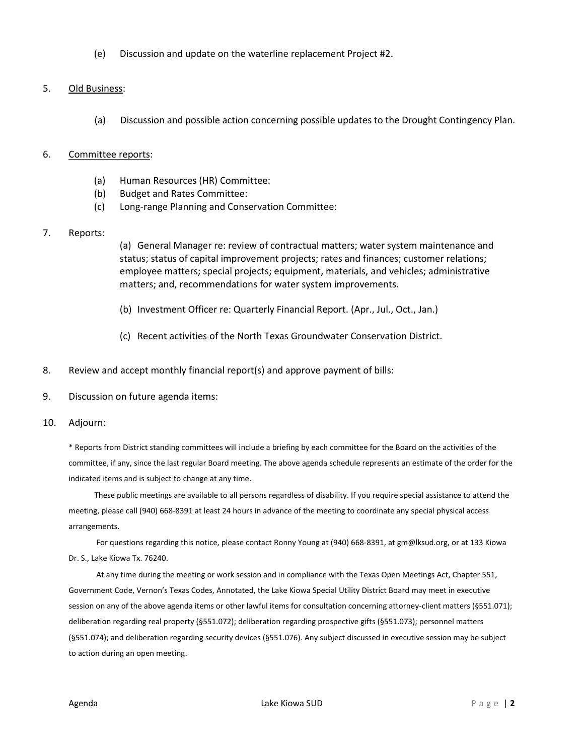(e) Discussion and update on the waterline replacement Project #2.

5. Old Business:

   (a) Discussion and possible action concerning possible updates to the Drought Contingency Plan.

6. Committee reports:

   (a) Human Resources (HR) Committee:
   (b) Budget and Rates Committee:
   (c) Long-range Planning and Conservation Committee:

7. Reports:

   (a) General Manager re: review of contractual matters; water system maintenance and status; status of capital improvement projects; rates and finances; customer relations; employee matters; special projects; equipment, materials, and vehicles; administrative matters; and, recommendations for water system improvements.

   (b) Investment Officer re: Quarterly Financial Report. (Apr., Jul., Oct., Jan.)

   (c) Recent activities of the North Texas Groundwater Conservation District.

8. Review and accept monthly financial report(s) and approve payment of bills:

9. Discussion on future agenda items:

10. Adjourn:

* Reports from District standing committees will include a briefing by each committee for the Board on the activities of the committee, if any, since the last regular Board meeting. The above agenda schedule represents an estimate of the order for the indicated items and is subject to change at any time.

These public meetings are available to all persons regardless of disability. If you require special assistance to attend the meeting, please call (940) 668-8391 at least 24 hours in advance of the meeting to coordinate any special physical access arrangements.

For questions regarding this notice, please contact Ronny Young at (940) 668-8391, at gm@lksud.org, or at 133 Kiowa Dr. S., Lake Kiowa Tx. 76240.

At any time during the meeting or work session and in compliance with the Texas Open Meetings Act, Chapter 551, Government Code, Vernon's Texas Codes, Annotated, the Lake Kiowa Special Utility District Board may meet in executive session on any of the above agenda items or other lawful items for consultation concerning attorney-client matters (§551.071); deliberation regarding real property (§551.072); deliberation regarding prospective gifts (§551.073); personnel matters (§551.074); and deliberation regarding security devices (§551.076). Any subject discussed in executive session may be subject to action during an open meeting.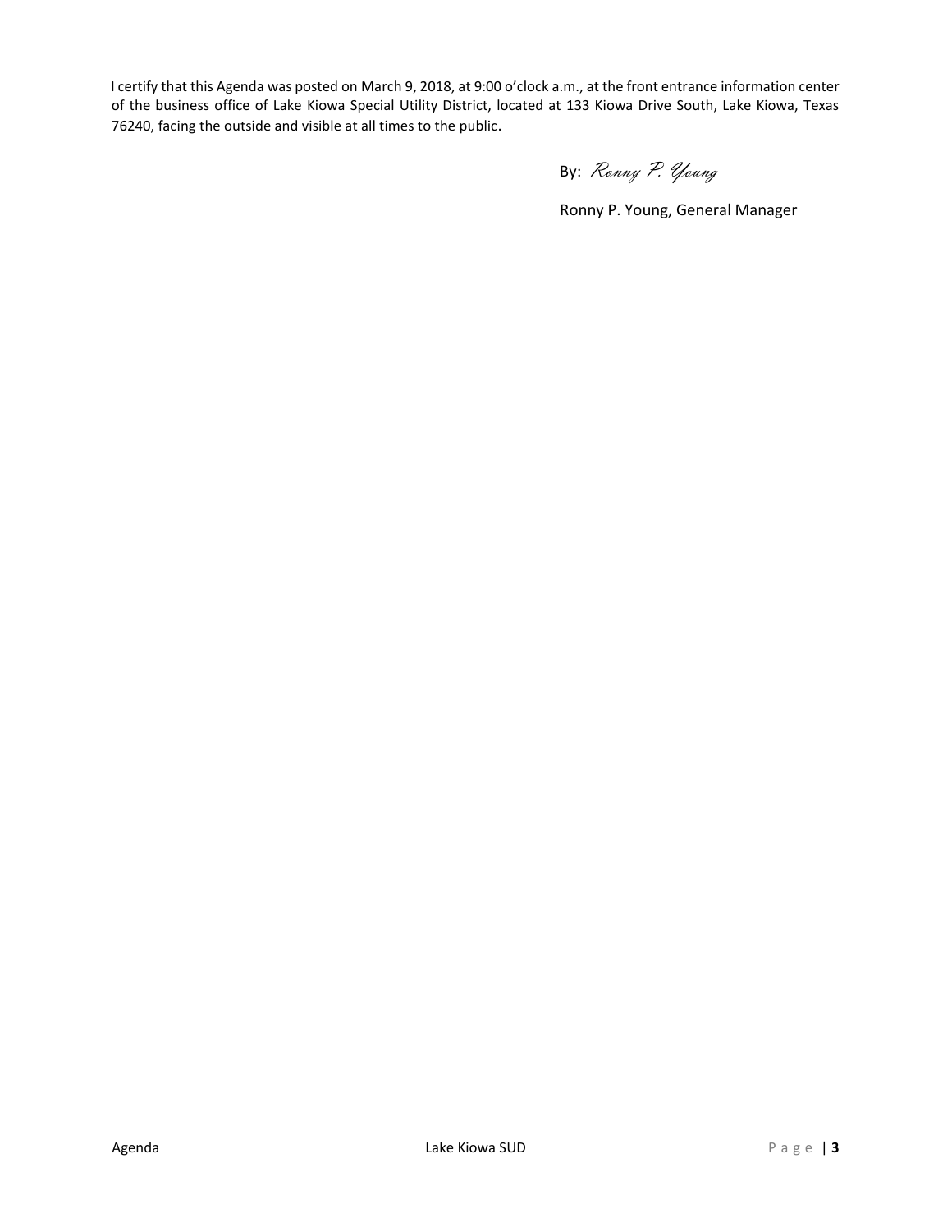I certify that this Agenda was posted on March 9, 2018, at 9:00 o'clock a.m., at the front entrance information center of the business office of Lake Kiowa Special Utility District, located at 133 Kiowa Drive South, Lake Kiowa, Texas 76240, facing the outside and visible at all times to the public.

By: *Ronny P. Young*

Ronny P. Young, General Manager